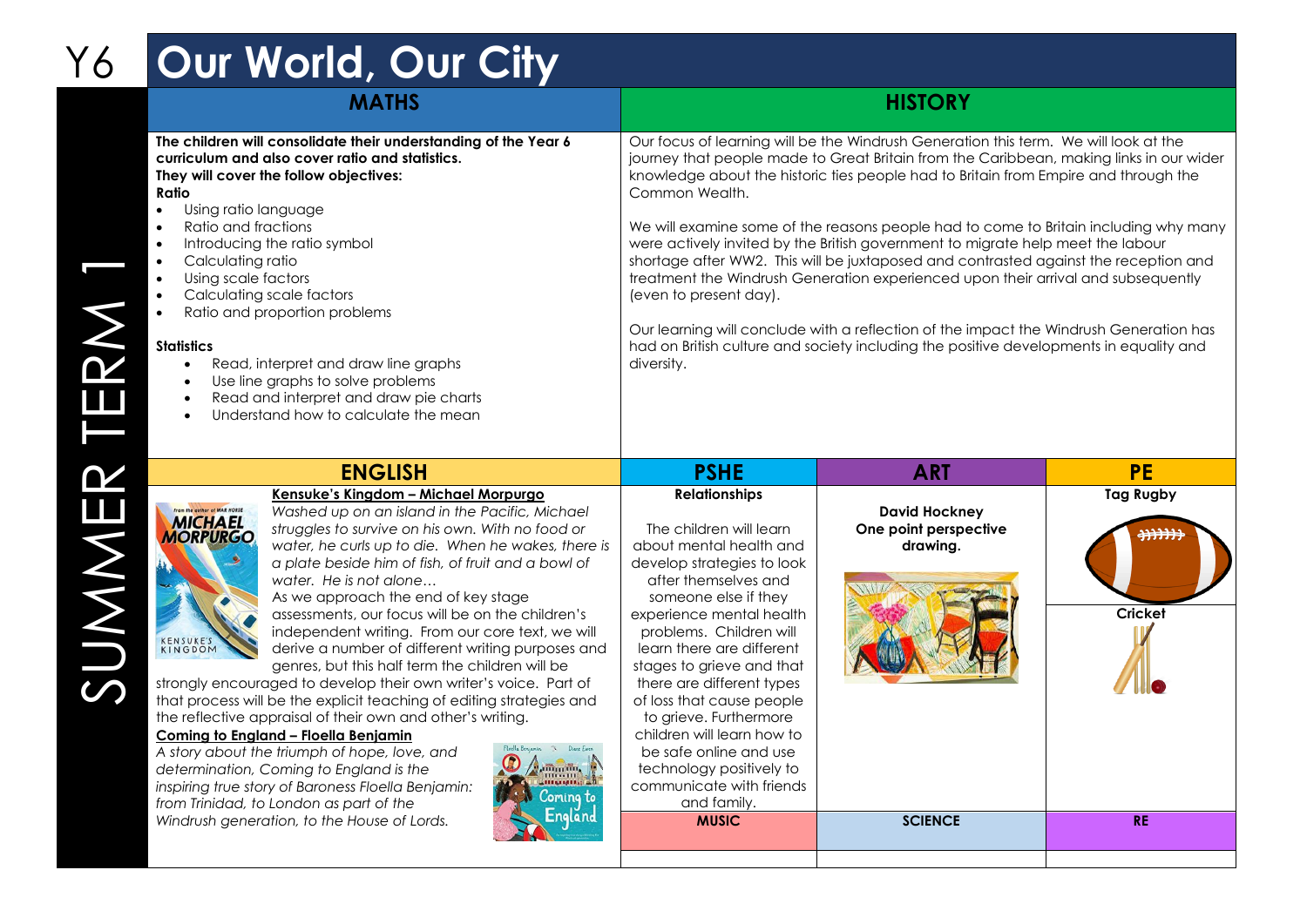# Y6 Our World, Our City

SUMMER TERM 1

## MATHS

**The children will consolidate their understanding of the Year 6 curriculum and also cover ratio and statistics.**
**They will cover the follow objectives:**
**Ratio**

- Using ratio language
- Ratio and fractions
- Introducing the ratio symbol
- Calculating ratio
- Using scale factors
- Calculating scale factors
- Ratio and proportion problems

**Statistics**

- Read, interpret and draw line graphs
- Use line graphs to solve problems
- Read and interpret and draw pie charts
- Understand how to calculate the mean

## HISTORY

Our focus of learning will be the Windrush Generation this term. We will look at the journey that people made to Great Britain from the Caribbean, making links in our wider knowledge about the historic ties people had to Britain from Empire and through the Common Wealth.

We will examine some of the reasons people had to come to Britain including why many were actively invited by the British government to migrate help meet the labour shortage after WW2. This will be juxtaposed and contrasted against the reception and treatment the Windrush Generation experienced upon their arrival and subsequently (even to present day).

Our learning will conclude with a reflection of the impact the Windrush Generation has had on British culture and society including the positive developments in equality and diversity.

## ENGLISH

**Kensuke's Kingdom – Michael Morpurgo**

*Washed up on an island in the Pacific, Michael struggles to survive on his own. With no food or water, he curls up to die. When he wakes, there is a plate beside him of fish, of fruit and a bowl of water. He is not alone…*

As we approach the end of key stage assessments, our focus will be on the children's independent writing. From our core text, we will derive a number of different writing purposes and genres, but this half term the children will be strongly encouraged to develop their own writer's voice. Part of that process will be the explicit teaching of editing strategies and the reflective appraisal of their own and other's writing.

**Coming to England – Floella Benjamin**

*A story about the triumph of hope, love, and determination, Coming to England is the inspiring true story of Baroness Floella Benjamin: from Trinidad, to London as part of the Windrush generation, to the House of Lords.*

## PSHE

**Relationships**

The children will learn about mental health and develop strategies to look after themselves and someone else if they experience mental health problems. Children will learn there are different stages to grieve and that there are different types of loss that cause people to grieve. Furthermore children will learn how to be safe online and use technology positively to communicate with friends and family.

## ART

**David Hockney**
**One point perspective drawing.**

## PE

**Tag Rugby**

**Cricket**

## MUSIC

## SCIENCE

## RE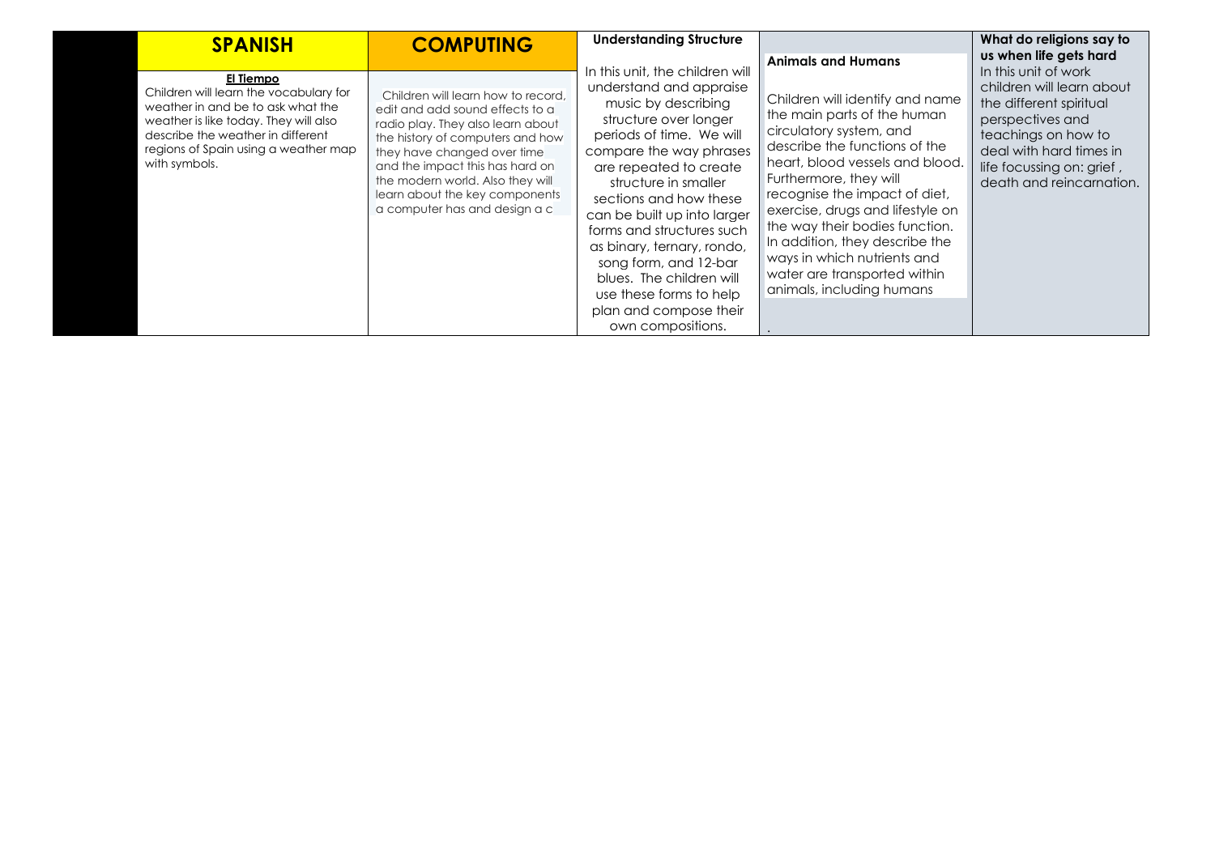| | SPANISH | COMPUTING | Understanding Structure | Animals and Humans | What do religions say to us when life gets hard |
|---|---|---|---|---|---|
| | **El Tiempo** Children will learn the vocabulary for weather in and be to ask what the weather is like today. They will also describe the weather in different regions of Spain using a weather map with symbols. | Children will learn how to record, edit and add sound effects to a radio play. They also learn about the history of computers and how they have changed over time and the impact this has hard on the modern world. Also they will learn about the key components a computer has and design a c | In this unit, the children will understand and appraise music by describing structure over longer periods of time. We will compare the way phrases are repeated to create structure in smaller sections and how these can be built up into larger forms and structures such as binary, ternary, rondo, song form, and 12-bar blues. The children will use these forms to help plan and compose their own compositions. | Children will identify and name the main parts of the human circulatory system, and describe the functions of the heart, blood vessels and blood. Furthermore, they will recognise the impact of diet, exercise, drugs and lifestyle on the way their bodies function. In addition, they describe the ways in which nutrients and water are transported within animals, including humans . | In this unit of work children will learn about the different spiritual perspectives and teachings on how to deal with hard times in life focussing on: grief , death and reincarnation. |